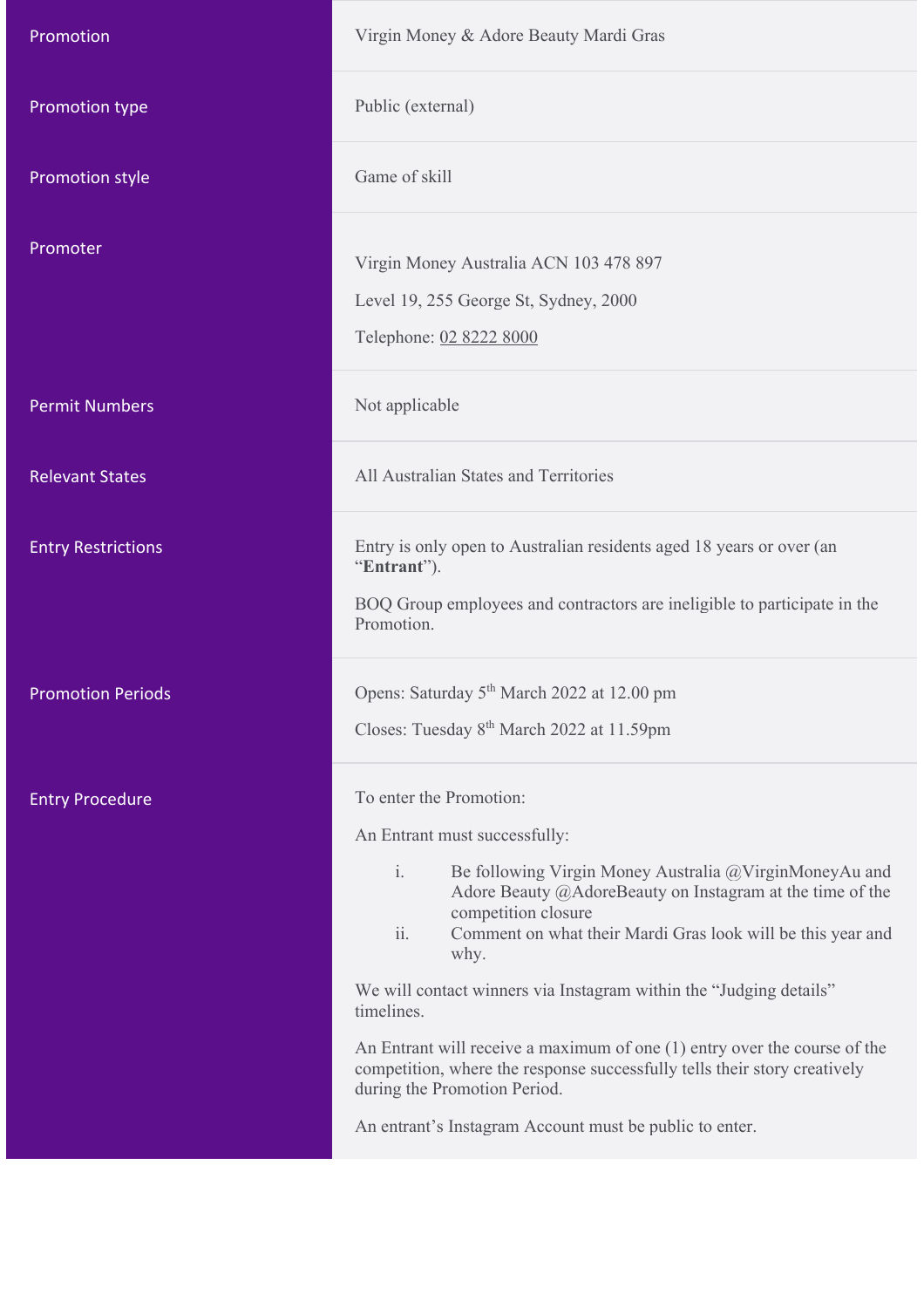| Promotion | Virgin Money & Adore Beauty Mardi Gras |
| --- | --- |
| Promotion type | Public (external) |
| Promotion style | Game of skill |
| Promoter | Virgin Money Australia ACN 103 478 897<br><br>Level 19, 255 George St, Sydney, 2000<br><br>Telephone: 02 8222 8000 |
| Permit Numbers | Not applicable |
| Relevant States | All Australian States and Territories |
| Entry Restrictions | Entry is only open to Australian residents aged 18 years or over (an "**Entrant**").<br><br>BOQ Group employees and contractors are ineligible to participate in the Promotion. |
| Promotion Periods | Opens: Saturday 5th March 2022 at 12.00 pm<br><br>Closes: Tuesday 8th March 2022 at 11.59pm |
| Entry Procedure | To enter the Promotion:<br><br>An Entrant must successfully:<br><br>i. Be following Virgin Money Australia @VirginMoneyAu and Adore Beauty @AdoreBeauty on Instagram at the time of the competition closure<br>ii. Comment on what their Mardi Gras look will be this year and why.<br><br>We will contact winners via Instagram within the "Judging details" timelines.<br><br>An Entrant will receive a maximum of one (1) entry over the course of the competition, where the response successfully tells their story creatively during the Promotion Period.<br><br>An entrant's Instagram Account must be public to enter. |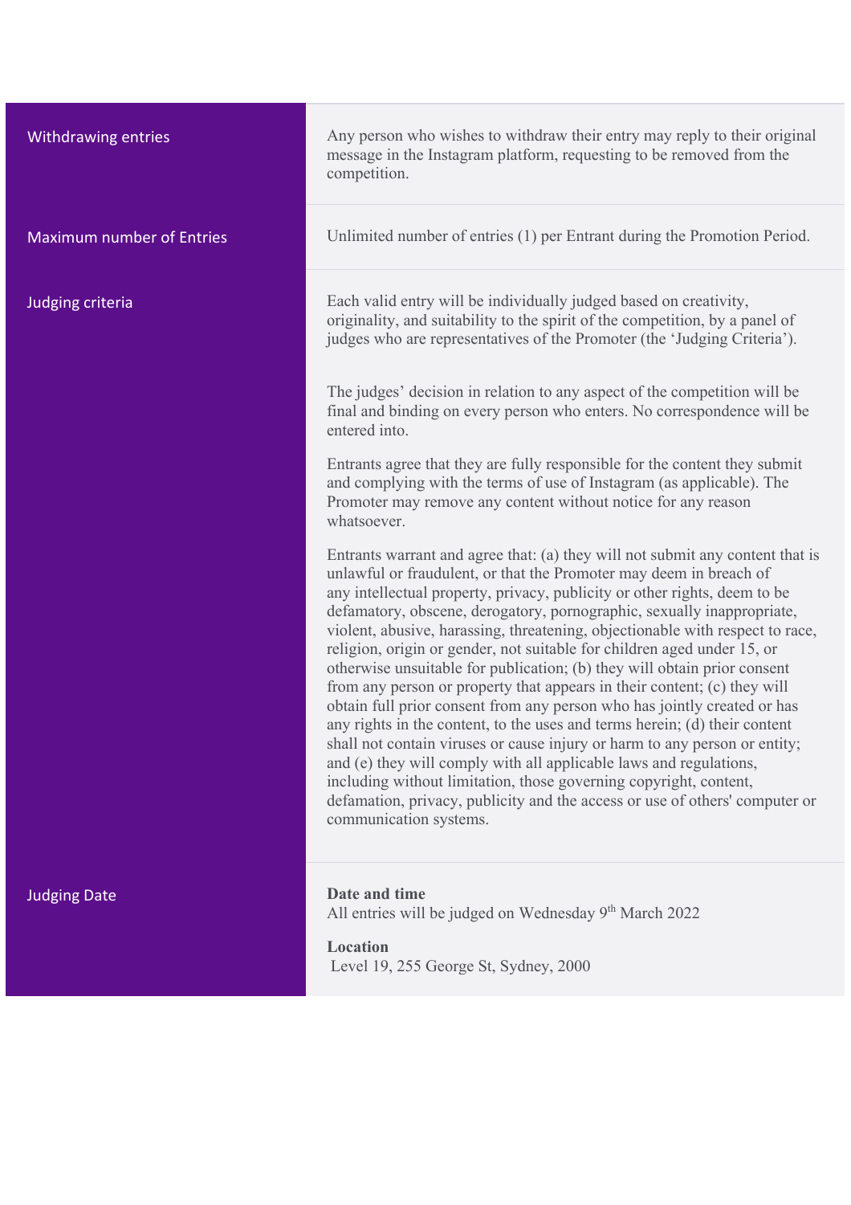| | |
|---|---|
| Withdrawing entries | Any person who wishes to withdraw their entry may reply to their original message in the Instagram platform, requesting to be removed from the competition. |
| Maximum number of Entries | Unlimited number of entries (1) per Entrant during the Promotion Period. |
| Judging criteria | Each valid entry will be individually judged based on creativity, originality, and suitability to the spirit of the competition, by a panel of judges who are representatives of the Promoter (the 'Judging Criteria').<br><br>The judges' decision in relation to any aspect of the competition will be final and binding on every person who enters. No correspondence will be entered into.<br><br>Entrants agree that they are fully responsible for the content they submit and complying with the terms of use of Instagram (as applicable). The Promoter may remove any content without notice for any reason whatsoever.<br><br>Entrants warrant and agree that: (a) they will not submit any content that is unlawful or fraudulent, or that the Promoter may deem in breach of any intellectual property, privacy, publicity or other rights, deem to be defamatory, obscene, derogatory, pornographic, sexually inappropriate, violent, abusive, harassing, threatening, objectionable with respect to race, religion, origin or gender, not suitable for children aged under 15, or otherwise unsuitable for publication; (b) they will obtain prior consent from any person or property that appears in their content; (c) they will obtain full prior consent from any person who has jointly created or has any rights in the content, to the uses and terms herein; (d) their content shall not contain viruses or cause injury or harm to any person or entity; and (e) they will comply with all applicable laws and regulations, including without limitation, those governing copyright, content, defamation, privacy, publicity and the access or use of others' computer or communication systems. |
| Judging Date | **Date and time**<br>All entries will be judged on Wednesday 9th March 2022<br><br>**Location**<br>Level 19, 255 George St, Sydney, 2000 |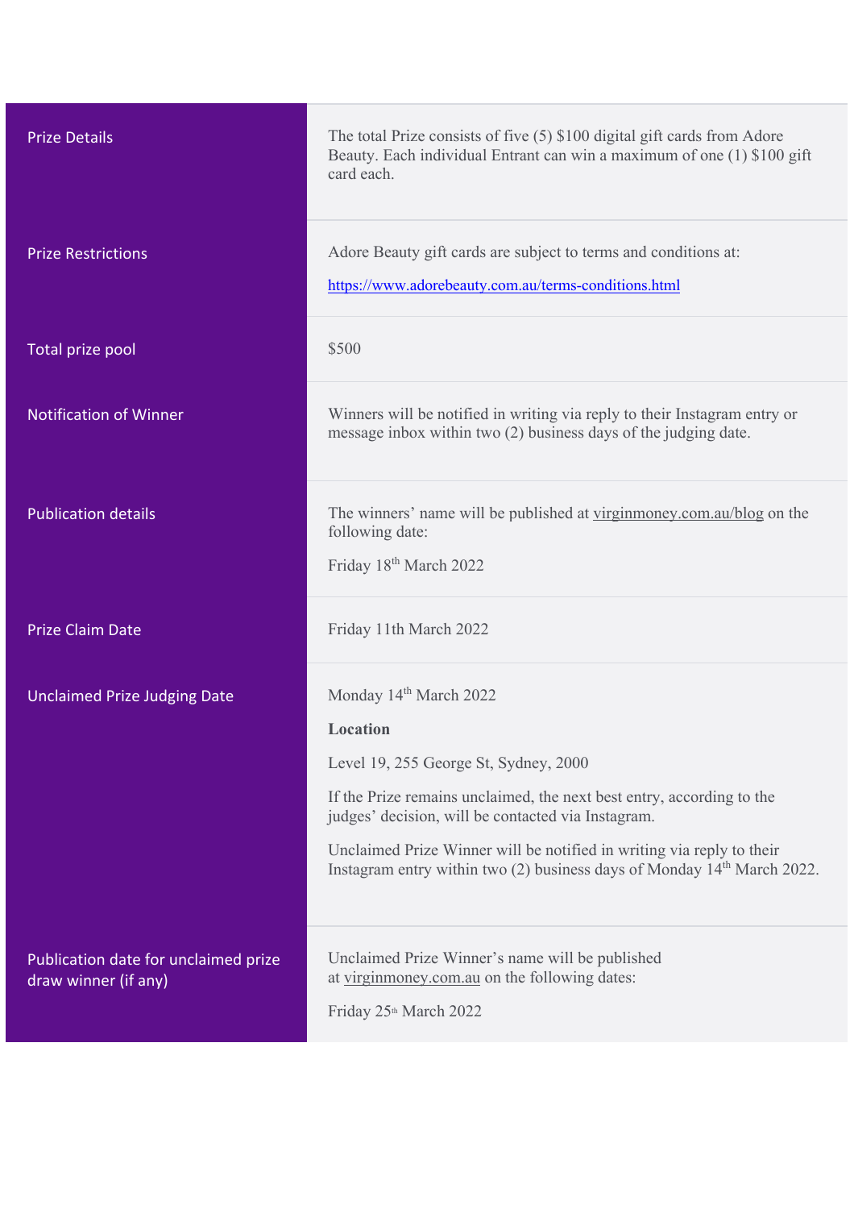| | |
|---|---|
| Prize Details | The total Prize consists of five (5) $100 digital gift cards from Adore Beauty. Each individual Entrant can win a maximum of one (1) $100 gift card each. |
| Prize Restrictions | Adore Beauty gift cards are subject to terms and conditions at:<br><br>https://www.adorebeauty.com.au/terms-conditions.html |
| Total prize pool | $500 |
| Notification of Winner | Winners will be notified in writing via reply to their Instagram entry or message inbox within two (2) business days of the judging date. |
| Publication details | The winners' name will be published at virginmoney.com.au/blog on the following date:<br><br>Friday 18th March 2022 |
| Prize Claim Date | Friday 11th March 2022 |
| Unclaimed Prize Judging Date | Monday 14th March 2022<br><br>**Location**<br><br>Level 19, 255 George St, Sydney, 2000<br><br>If the Prize remains unclaimed, the next best entry, according to the judges' decision, will be contacted via Instagram.<br><br>Unclaimed Prize Winner will be notified in writing via reply to their Instagram entry within two (2) business days of Monday 14th March 2022. |
| Publication date for unclaimed prize draw winner (if any) | Unclaimed Prize Winner's name will be published at virginmoney.com.au on the following dates:<br><br>Friday 25th March 2022 |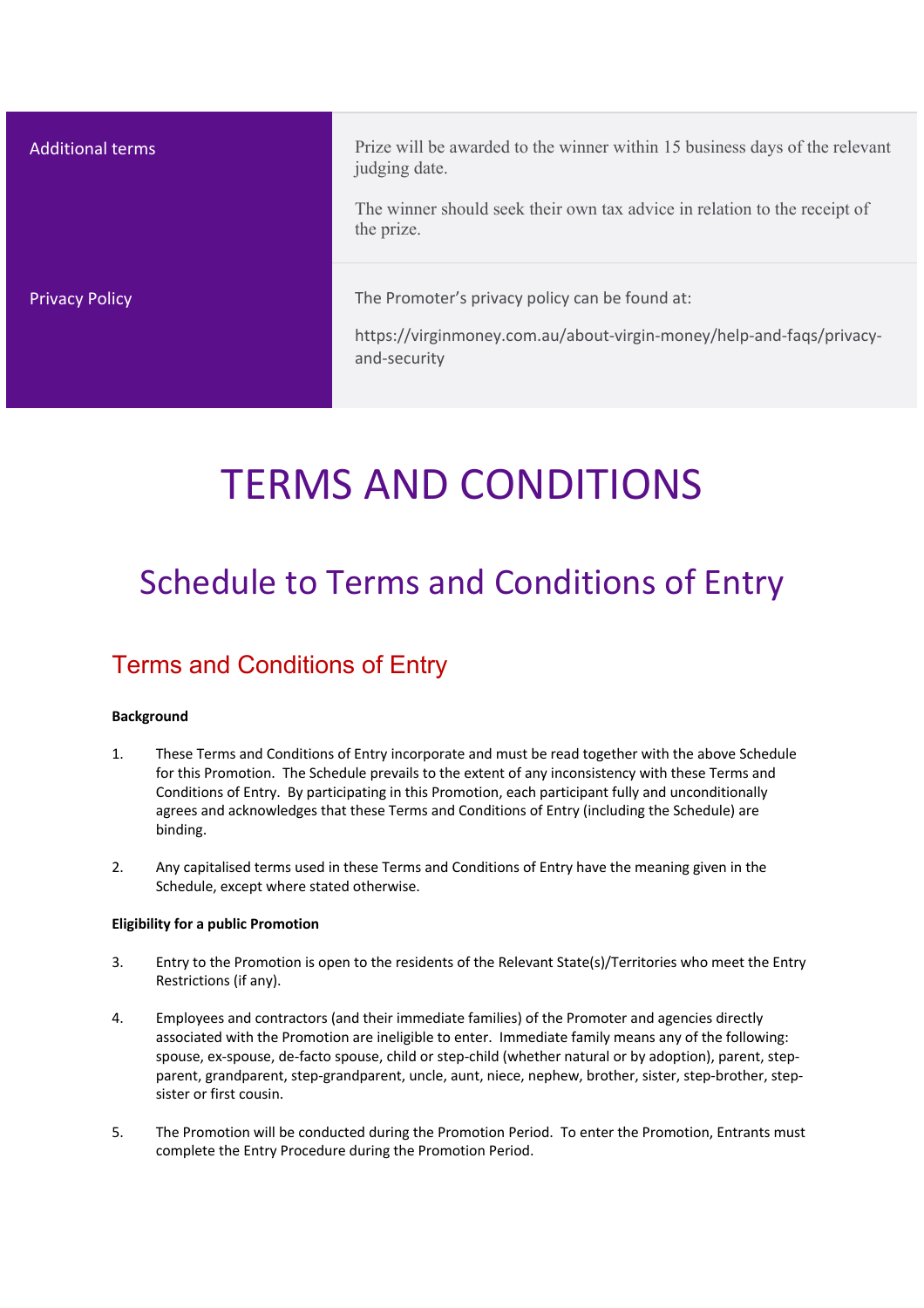| | |
|---|---|
| Additional terms | Prize will be awarded to the winner within 15 business days of the relevant judging date.<br><br>The winner should seek their own tax advice in relation to the receipt of the prize. |
| Privacy Policy | The Promoter's privacy policy can be found at:<br><br>https://virginmoney.com.au/about-virgin-money/help-and-faqs/privacy-and-security |

# TERMS AND CONDITIONS

## Schedule to Terms and Conditions of Entry

### Terms and Conditions of Entry

**Background**

1. These Terms and Conditions of Entry incorporate and must be read together with the above Schedule for this Promotion. The Schedule prevails to the extent of any inconsistency with these Terms and Conditions of Entry. By participating in this Promotion, each participant fully and unconditionally agrees and acknowledges that these Terms and Conditions of Entry (including the Schedule) are binding.

2. Any capitalised terms used in these Terms and Conditions of Entry have the meaning given in the Schedule, except where stated otherwise.

**Eligibility for a public Promotion**

3. Entry to the Promotion is open to the residents of the Relevant State(s)/Territories who meet the Entry Restrictions (if any).

4. Employees and contractors (and their immediate families) of the Promoter and agencies directly associated with the Promotion are ineligible to enter. Immediate family means any of the following: spouse, ex-spouse, de-facto spouse, child or step-child (whether natural or by adoption), parent, step-parent, grandparent, step-grandparent, uncle, aunt, niece, nephew, brother, sister, step-brother, step-sister or first cousin.

5. The Promotion will be conducted during the Promotion Period. To enter the Promotion, Entrants must complete the Entry Procedure during the Promotion Period.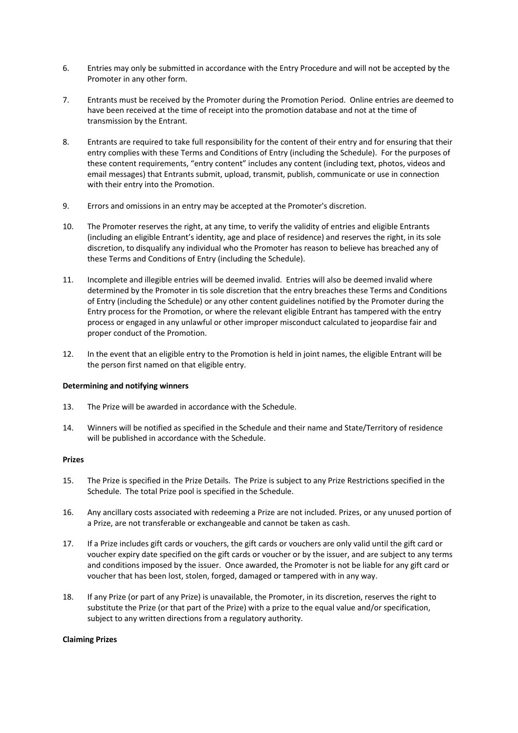6. Entries may only be submitted in accordance with the Entry Procedure and will not be accepted by the Promoter in any other form.

7. Entrants must be received by the Promoter during the Promotion Period. Online entries are deemed to have been received at the time of receipt into the promotion database and not at the time of transmission by the Entrant.

8. Entrants are required to take full responsibility for the content of their entry and for ensuring that their entry complies with these Terms and Conditions of Entry (including the Schedule). For the purposes of these content requirements, "entry content" includes any content (including text, photos, videos and email messages) that Entrants submit, upload, transmit, publish, communicate or use in connection with their entry into the Promotion.

9. Errors and omissions in an entry may be accepted at the Promoter's discretion.

10. The Promoter reserves the right, at any time, to verify the validity of entries and eligible Entrants (including an eligible Entrant's identity, age and place of residence) and reserves the right, in its sole discretion, to disqualify any individual who the Promoter has reason to believe has breached any of these Terms and Conditions of Entry (including the Schedule).

11. Incomplete and illegible entries will be deemed invalid. Entries will also be deemed invalid where determined by the Promoter in tis sole discretion that the entry breaches these Terms and Conditions of Entry (including the Schedule) or any other content guidelines notified by the Promoter during the Entry process for the Promotion, or where the relevant eligible Entrant has tampered with the entry process or engaged in any unlawful or other improper misconduct calculated to jeopardise fair and proper conduct of the Promotion.

12. In the event that an eligible entry to the Promotion is held in joint names, the eligible Entrant will be the person first named on that eligible entry.

**Determining and notifying winners**

13. The Prize will be awarded in accordance with the Schedule.

14. Winners will be notified as specified in the Schedule and their name and State/Territory of residence will be published in accordance with the Schedule.

**Prizes**

15. The Prize is specified in the Prize Details. The Prize is subject to any Prize Restrictions specified in the Schedule. The total Prize pool is specified in the Schedule.

16. Any ancillary costs associated with redeeming a Prize are not included. Prizes, or any unused portion of a Prize, are not transferable or exchangeable and cannot be taken as cash.

17. If a Prize includes gift cards or vouchers, the gift cards or vouchers are only valid until the gift card or voucher expiry date specified on the gift cards or voucher or by the issuer, and are subject to any terms and conditions imposed by the issuer. Once awarded, the Promoter is not be liable for any gift card or voucher that has been lost, stolen, forged, damaged or tampered with in any way.

18. If any Prize (or part of any Prize) is unavailable, the Promoter, in its discretion, reserves the right to substitute the Prize (or that part of the Prize) with a prize to the equal value and/or specification, subject to any written directions from a regulatory authority.

**Claiming Prizes**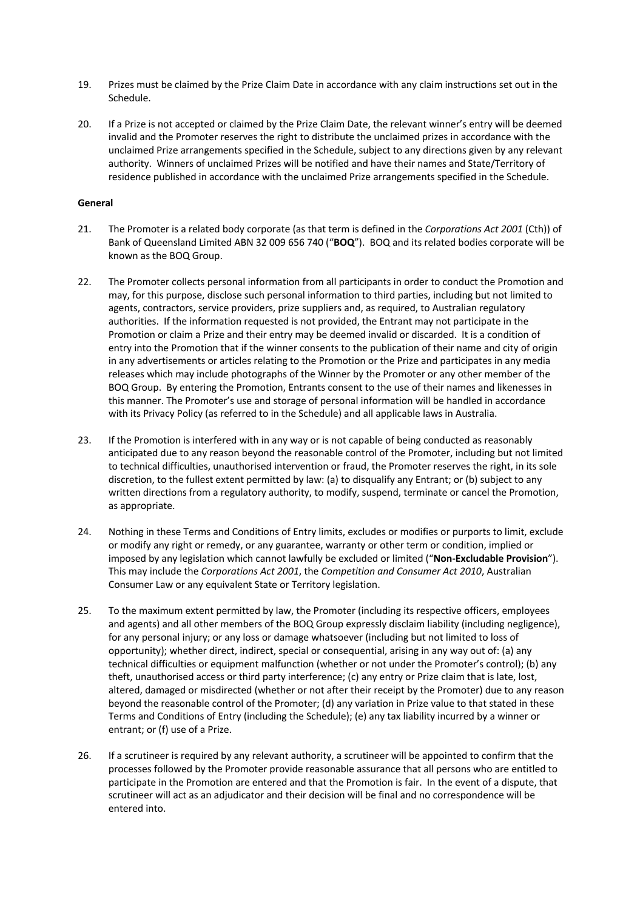19. Prizes must be claimed by the Prize Claim Date in accordance with any claim instructions set out in the Schedule.

20. If a Prize is not accepted or claimed by the Prize Claim Date, the relevant winner's entry will be deemed invalid and the Promoter reserves the right to distribute the unclaimed prizes in accordance with the unclaimed Prize arrangements specified in the Schedule, subject to any directions given by any relevant authority. Winners of unclaimed Prizes will be notified and have their names and State/Territory of residence published in accordance with the unclaimed Prize arrangements specified in the Schedule.

**General**

21. The Promoter is a related body corporate (as that term is defined in the *Corporations Act 2001* (Cth)) of Bank of Queensland Limited ABN 32 009 656 740 ("**BOQ**"). BOQ and its related bodies corporate will be known as the BOQ Group.

22. The Promoter collects personal information from all participants in order to conduct the Promotion and may, for this purpose, disclose such personal information to third parties, including but not limited to agents, contractors, service providers, prize suppliers and, as required, to Australian regulatory authorities. If the information requested is not provided, the Entrant may not participate in the Promotion or claim a Prize and their entry may be deemed invalid or discarded. It is a condition of entry into the Promotion that if the winner consents to the publication of their name and city of origin in any advertisements or articles relating to the Promotion or the Prize and participates in any media releases which may include photographs of the Winner by the Promoter or any other member of the BOQ Group. By entering the Promotion, Entrants consent to the use of their names and likenesses in this manner. The Promoter's use and storage of personal information will be handled in accordance with its Privacy Policy (as referred to in the Schedule) and all applicable laws in Australia.

23. If the Promotion is interfered with in any way or is not capable of being conducted as reasonably anticipated due to any reason beyond the reasonable control of the Promoter, including but not limited to technical difficulties, unauthorised intervention or fraud, the Promoter reserves the right, in its sole discretion, to the fullest extent permitted by law: (a) to disqualify any Entrant; or (b) subject to any written directions from a regulatory authority, to modify, suspend, terminate or cancel the Promotion, as appropriate.

24. Nothing in these Terms and Conditions of Entry limits, excludes or modifies or purports to limit, exclude or modify any right or remedy, or any guarantee, warranty or other term or condition, implied or imposed by any legislation which cannot lawfully be excluded or limited ("**Non-Excludable Provision**"). This may include the *Corporations Act 2001*, the *Competition and Consumer Act 2010*, Australian Consumer Law or any equivalent State or Territory legislation.

25. To the maximum extent permitted by law, the Promoter (including its respective officers, employees and agents) and all other members of the BOQ Group expressly disclaim liability (including negligence), for any personal injury; or any loss or damage whatsoever (including but not limited to loss of opportunity); whether direct, indirect, special or consequential, arising in any way out of: (a) any technical difficulties or equipment malfunction (whether or not under the Promoter's control); (b) any theft, unauthorised access or third party interference; (c) any entry or Prize claim that is late, lost, altered, damaged or misdirected (whether or not after their receipt by the Promoter) due to any reason beyond the reasonable control of the Promoter; (d) any variation in Prize value to that stated in these Terms and Conditions of Entry (including the Schedule); (e) any tax liability incurred by a winner or entrant; or (f) use of a Prize.

26. If a scrutineer is required by any relevant authority, a scrutineer will be appointed to confirm that the processes followed by the Promoter provide reasonable assurance that all persons who are entitled to participate in the Promotion are entered and that the Promotion is fair. In the event of a dispute, that scrutineer will act as an adjudicator and their decision will be final and no correspondence will be entered into.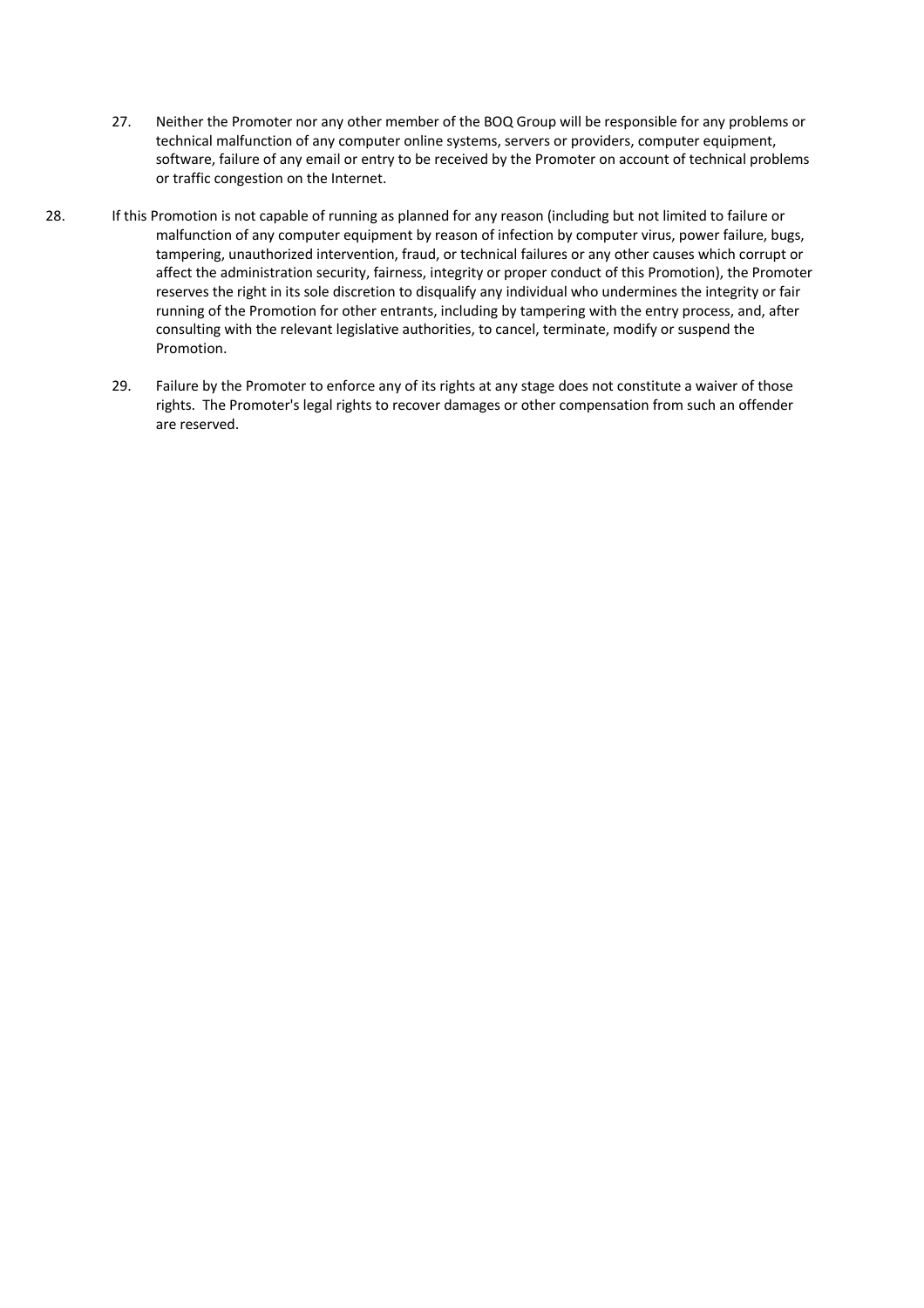27. Neither the Promoter nor any other member of the BOQ Group will be responsible for any problems or technical malfunction of any computer online systems, servers or providers, computer equipment, software, failure of any email or entry to be received by the Promoter on account of technical problems or traffic congestion on the Internet.

28. If this Promotion is not capable of running as planned for any reason (including but not limited to failure or malfunction of any computer equipment by reason of infection by computer virus, power failure, bugs, tampering, unauthorized intervention, fraud, or technical failures or any other causes which corrupt or affect the administration security, fairness, integrity or proper conduct of this Promotion), the Promoter reserves the right in its sole discretion to disqualify any individual who undermines the integrity or fair running of the Promotion for other entrants, including by tampering with the entry process, and, after consulting with the relevant legislative authorities, to cancel, terminate, modify or suspend the Promotion.

29. Failure by the Promoter to enforce any of its rights at any stage does not constitute a waiver of those rights. The Promoter's legal rights to recover damages or other compensation from such an offender are reserved.